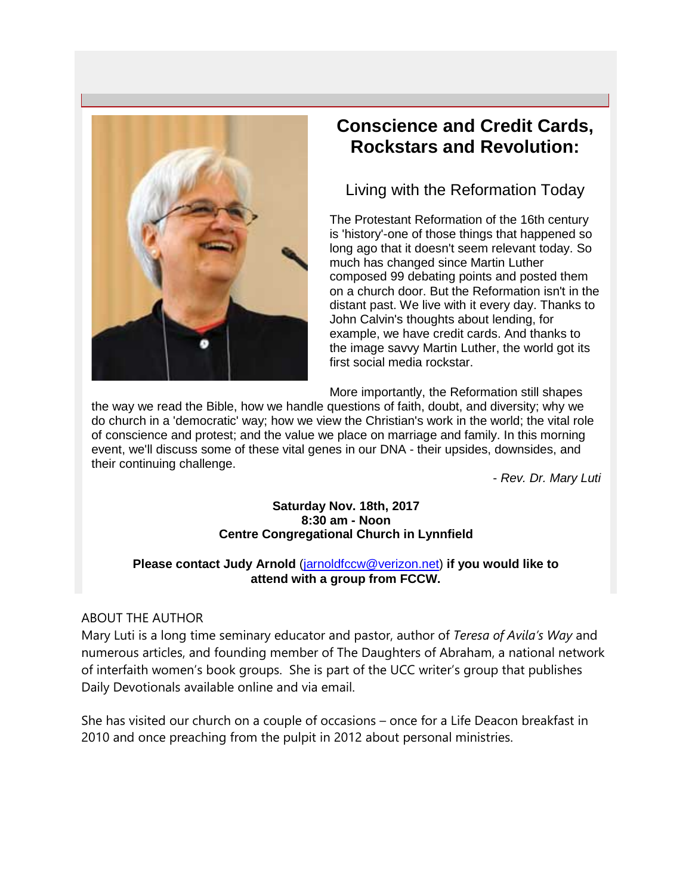# Conscience and Credit Cards, Rockstars and Revolution:

## Living with the Reformation Today

The Protestant Reformation of the 16th century is 'history'-one of those things that happened so long ago that it doesn't seem relevant today. So much has changed since Martin Luther composed 99 debating points and posted them on a church door. But the Reformation isn't in the distant past. We live with it every day. Thanks to John Calvin's thoughts about lending, for example, we have credit cards. And thanks to the image savvy Martin Luther, the world got its first social media rockstar.

More importantly, the Reformation still shapes the way we read the Bible, how we handle questions of faith, doubt, and diversity; why we do church in a 'democratic' way; how we view the Christian's work in the world; the vital role of conscience and protest; and the value we place on marriage and family. In this morning event, we'll discuss some of these vital genes in our DNA - their upsides, downsides, and their continuing challenge.

*- Rev. Dr. Mary Luti*

**Saturday Nov. 18th, 2017**
**8:30 am - Noon**
**Centre Congregational Church in Lynnfield**

**Please contact Judy Arnold** (jarnoldfccw@verizon.net) **if you would like to attend with a group from FCCW.**

ABOUT THE AUTHOR
Mary Luti is a long time seminary educator and pastor, author of *Teresa of Avila's Way* and numerous articles, and founding member of The Daughters of Abraham, a national network of interfaith women's book groups. She is part of the UCC writer's group that publishes Daily Devotionals available online and via email.

She has visited our church on a couple of occasions – once for a Life Deacon breakfast in 2010 and once preaching from the pulpit in 2012 about personal ministries.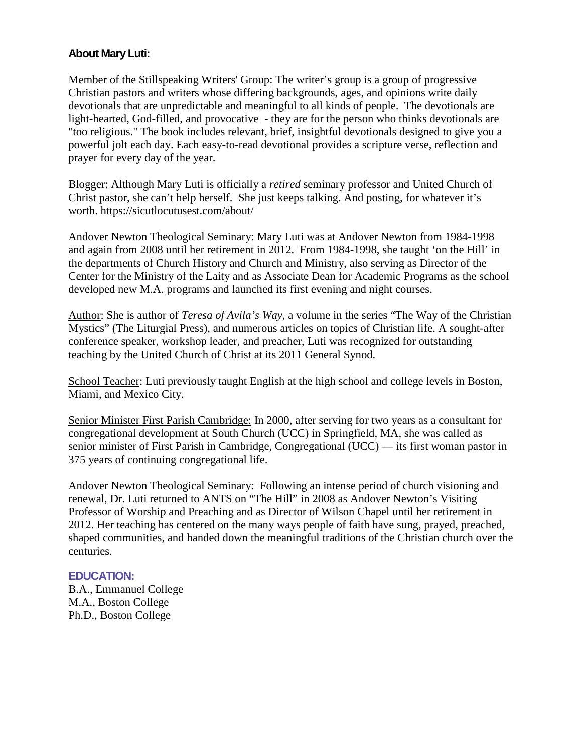**About Mary Luti:**

Member of the Stillspeaking Writers' Group: The writer's group is a group of progressive Christian pastors and writers whose differing backgrounds, ages, and opinions write daily devotionals that are unpredictable and meaningful to all kinds of people. The devotionals are light-hearted, God-filled, and provocative - they are for the person who thinks devotionals are "too religious." The book includes relevant, brief, insightful devotionals designed to give you a powerful jolt each day. Each easy-to-read devotional provides a scripture verse, reflection and prayer for every day of the year.

Blogger: Although Mary Luti is officially a *retired* seminary professor and United Church of Christ pastor, she can't help herself. She just keeps talking. And posting, for whatever it's worth. https://sicutlocutusest.com/about/

Andover Newton Theological Seminary: Mary Luti was at Andover Newton from 1984-1998 and again from 2008 until her retirement in 2012. From 1984-1998, she taught 'on the Hill' in the departments of Church History and Church and Ministry, also serving as Director of the Center for the Ministry of the Laity and as Associate Dean for Academic Programs as the school developed new M.A. programs and launched its first evening and night courses.

Author: She is author of *Teresa of Avila's Way*, a volume in the series "The Way of the Christian Mystics" (The Liturgial Press), and numerous articles on topics of Christian life. A sought-after conference speaker, workshop leader, and preacher, Luti was recognized for outstanding teaching by the United Church of Christ at its 2011 General Synod.

School Teacher: Luti previously taught English at the high school and college levels in Boston, Miami, and Mexico City.

Senior Minister First Parish Cambridge: In 2000, after serving for two years as a consultant for congregational development at South Church (UCC) in Springfield, MA, she was called as senior minister of First Parish in Cambridge, Congregational (UCC) — its first woman pastor in 375 years of continuing congregational life.

Andover Newton Theological Seminary: Following an intense period of church visioning and renewal, Dr. Luti returned to ANTS on "The Hill" in 2008 as Andover Newton's Visiting Professor of Worship and Preaching and as Director of Wilson Chapel until her retirement in 2012. Her teaching has centered on the many ways people of faith have sung, prayed, preached, shaped communities, and handed down the meaningful traditions of the Christian church over the centuries.

**EDUCATION:**

B.A., Emmanuel College
M.A., Boston College
Ph.D., Boston College